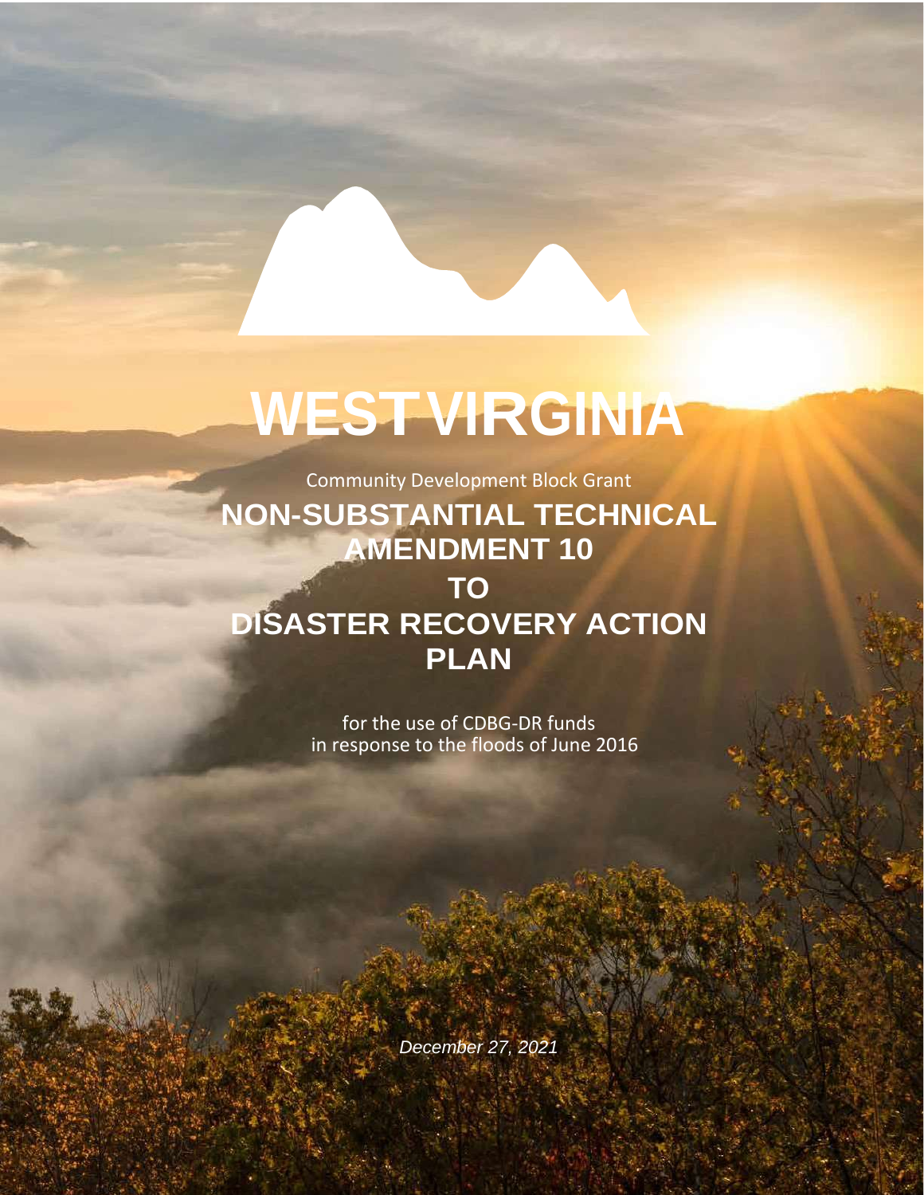# WEST VIRGINIA

Community Development Block Grant

## NON-SUBSTANTIAL TECHNICAL AMENDMENT 10 TO DISASTER RECOVERY ACTION PLAN

for the use of CDBG-DR funds
in response to the floods of June 2016

*December 27, 2021*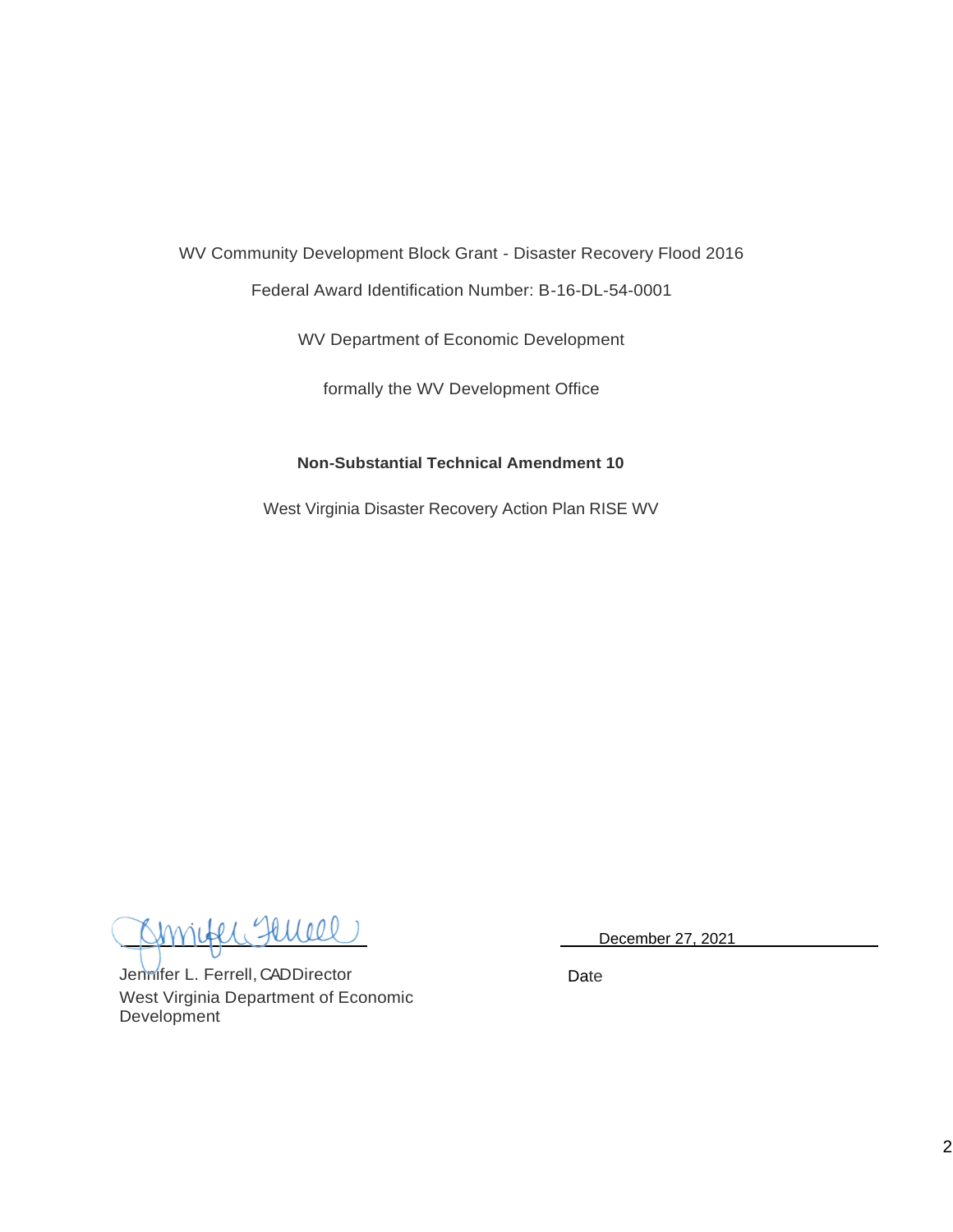WV Community Development Block Grant - Disaster Recovery Flood 2016

Federal Award Identification Number: B-16-DL-54-0001

WV Department of Economic Development

formally the WV Development Office

**Non-Substantial Technical Amendment 10**

West Virginia Disaster Recovery Action Plan RISE WV

Jennifer L. Ferrell, CAD Director
West Virginia Department of Economic Development

December 27, 2021

Date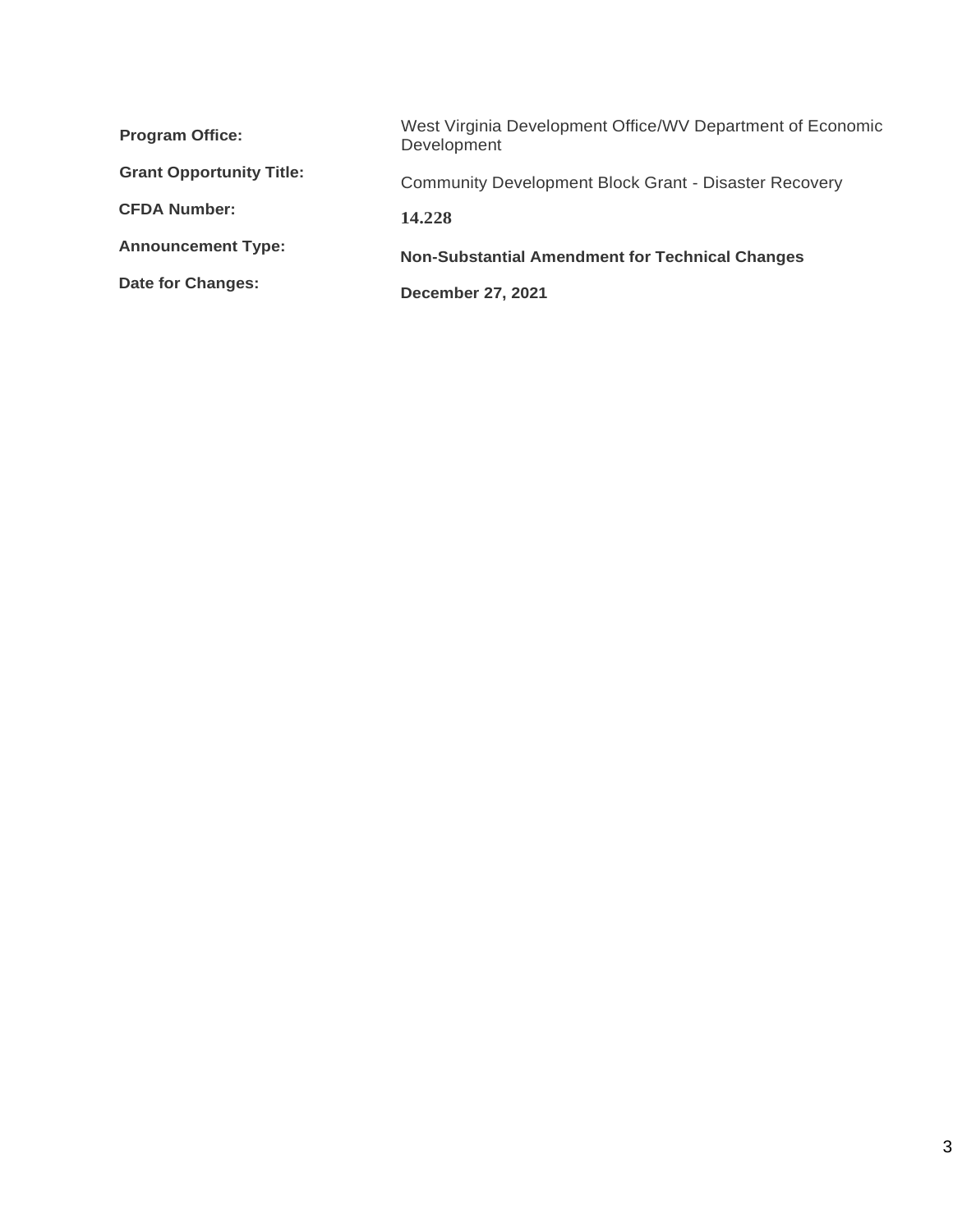| | |
|---|---|
| **Program Office:** | West Virginia Development Office/WV Department of Economic Development |
| **Grant Opportunity Title:** | Community Development Block Grant - Disaster Recovery |
| **CFDA Number:** | **14.228** |
| **Announcement Type:** | **Non-Substantial Amendment for Technical Changes** |
| **Date for Changes:** | **December 27, 2021** |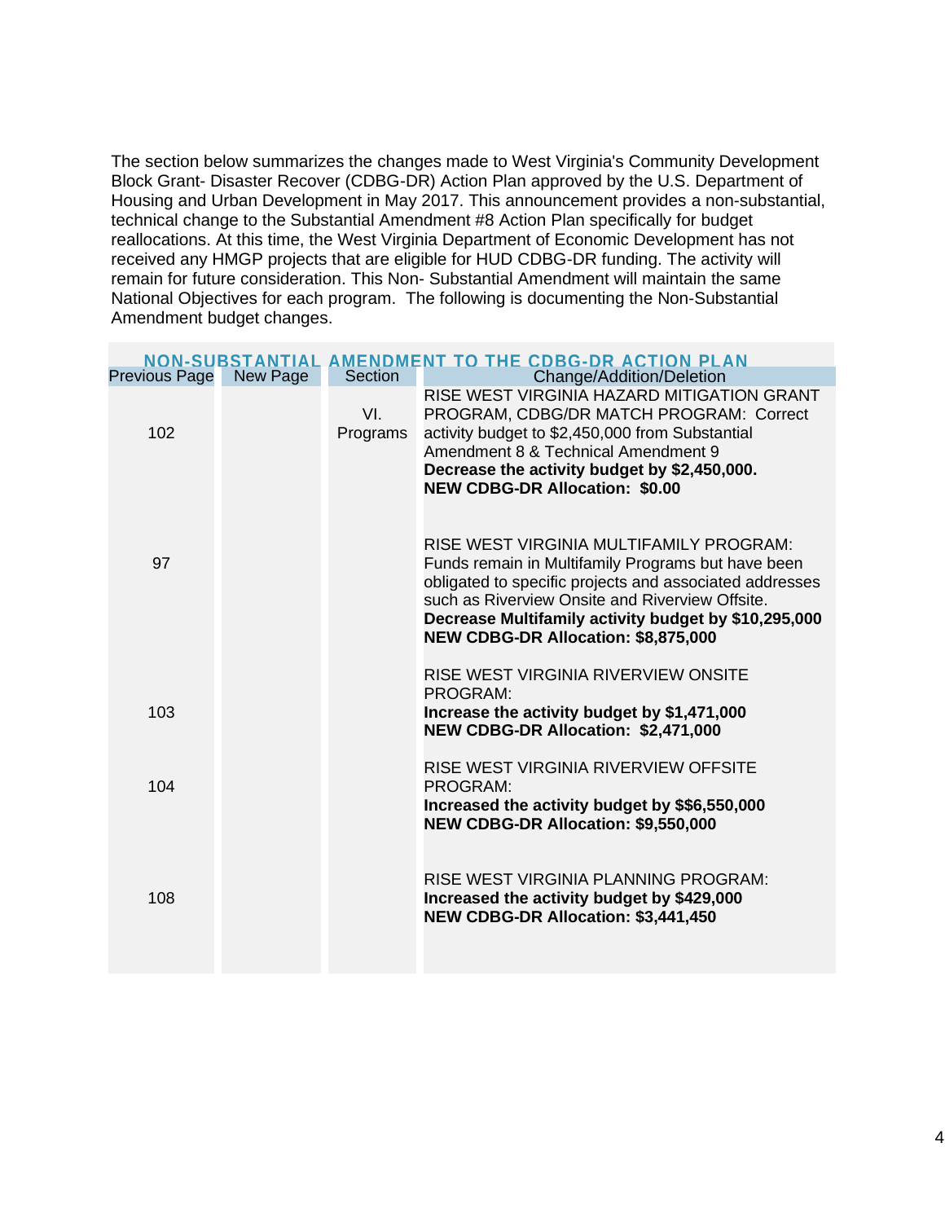The section below summarizes the changes made to West Virginia's Community Development Block Grant- Disaster Recover (CDBG-DR) Action Plan approved by the U.S. Department of Housing and Urban Development in May 2017. This announcement provides a non-substantial, technical change to the Substantial Amendment #8 Action Plan specifically for budget reallocations. At this time, the West Virginia Department of Economic Development has not received any HMGP projects that are eligible for HUD CDBG-DR funding. The activity will remain for future consideration. This Non- Substantial Amendment will maintain the same National Objectives for each program. The following is documenting the Non-Substantial Amendment budget changes.

## NON-SUBSTANTIAL AMENDMENT TO THE CDBG-DR ACTION PLAN

| Previous Page | New Page | Section | Change/Addition/Deletion |
|---|---|---|---|
| 102 | | VI. Programs | RISE WEST VIRGINIA HAZARD MITIGATION GRANT PROGRAM, CDBG/DR MATCH PROGRAM: Correct activity budget to $2,450,000 from Substantial Amendment 8 & Technical Amendment 9<br>**Decrease the activity budget by $2,450,000.**<br>**NEW CDBG-DR Allocation: $0.00** |
| 97 | | | RISE WEST VIRGINIA MULTIFAMILY PROGRAM: Funds remain in Multifamily Programs but have been obligated to specific projects and associated addresses such as Riverview Onsite and Riverview Offsite.<br>**Decrease Multifamily activity budget by $10,295,000**<br>**NEW CDBG-DR Allocation: $8,875,000** |
| 103 | | | RISE WEST VIRGINIA RIVERVIEW ONSITE PROGRAM:<br>**Increase the activity budget by $1,471,000**<br>**NEW CDBG-DR Allocation: $2,471,000** |
| 104 | | | RISE WEST VIRGINIA RIVERVIEW OFFSITE PROGRAM:<br>**Increased the activity budget by $$6,550,000**<br>**NEW CDBG-DR Allocation: $9,550,000** |
| 108 | | | RISE WEST VIRGINIA PLANNING PROGRAM:<br>**Increased the activity budget by $429,000**<br>**NEW CDBG-DR Allocation: $3,441,450** |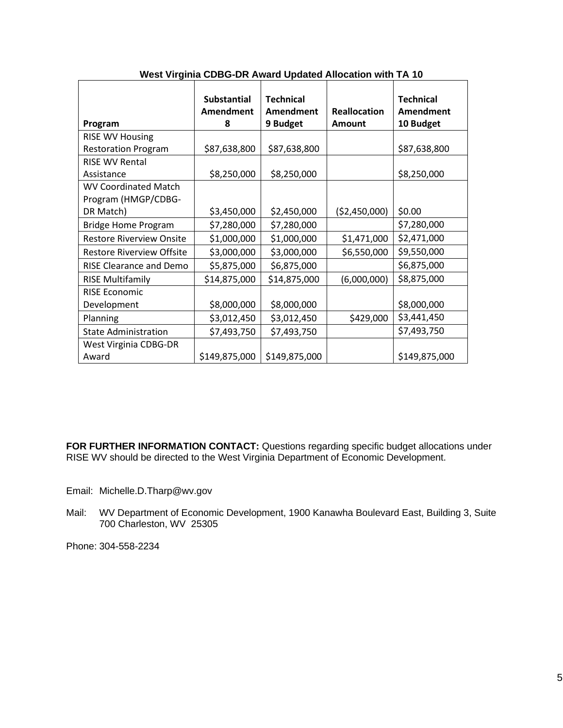**West Virginia CDBG-DR Award Updated Allocation with TA 10**

| Program | Substantial Amendment 8 | Technical Amendment 9 Budget | Reallocation Amount | Technical Amendment 10 Budget |
|---|---|---|---|---|
| RISE WV Housing Restoration Program | $87,638,800 | $87,638,800 | | $87,638,800 |
| RISE WV Rental Assistance | $8,250,000 | $8,250,000 | | $8,250,000 |
| WV Coordinated Match Program (HMGP/CDBG-DR Match) | $3,450,000 | $2,450,000 | ($2,450,000) | $0.00 |
| Bridge Home Program | $7,280,000 | $7,280,000 | | $7,280,000 |
| Restore Riverview Onsite | $1,000,000 | $1,000,000 | $1,471,000 | $2,471,000 |
| Restore Riverview Offsite | $3,000,000 | $3,000,000 | $6,550,000 | $9,550,000 |
| RISE Clearance and Demo | $5,875,000 | $6,875,000 | | $6,875,000 |
| RISE Multifamily | $14,875,000 | $14,875,000 | (6,000,000) | $8,875,000 |
| RISE Economic Development | $8,000,000 | $8,000,000 | | $8,000,000 |
| Planning | $3,012,450 | $3,012,450 | $429,000 | $3,441,450 |
| State Administration | $7,493,750 | $7,493,750 | | $7,493,750 |
| West Virginia CDBG-DR Award | $149,875,000 | $149,875,000 | | $149,875,000 |

**FOR FURTHER INFORMATION CONTACT:** Questions regarding specific budget allocations under RISE WV should be directed to the West Virginia Department of Economic Development.

Email: Michelle.D.Tharp@wv.gov

Mail: WV Department of Economic Development, 1900 Kanawha Boulevard East, Building 3, Suite 700 Charleston, WV 25305

Phone: 304-558-2234